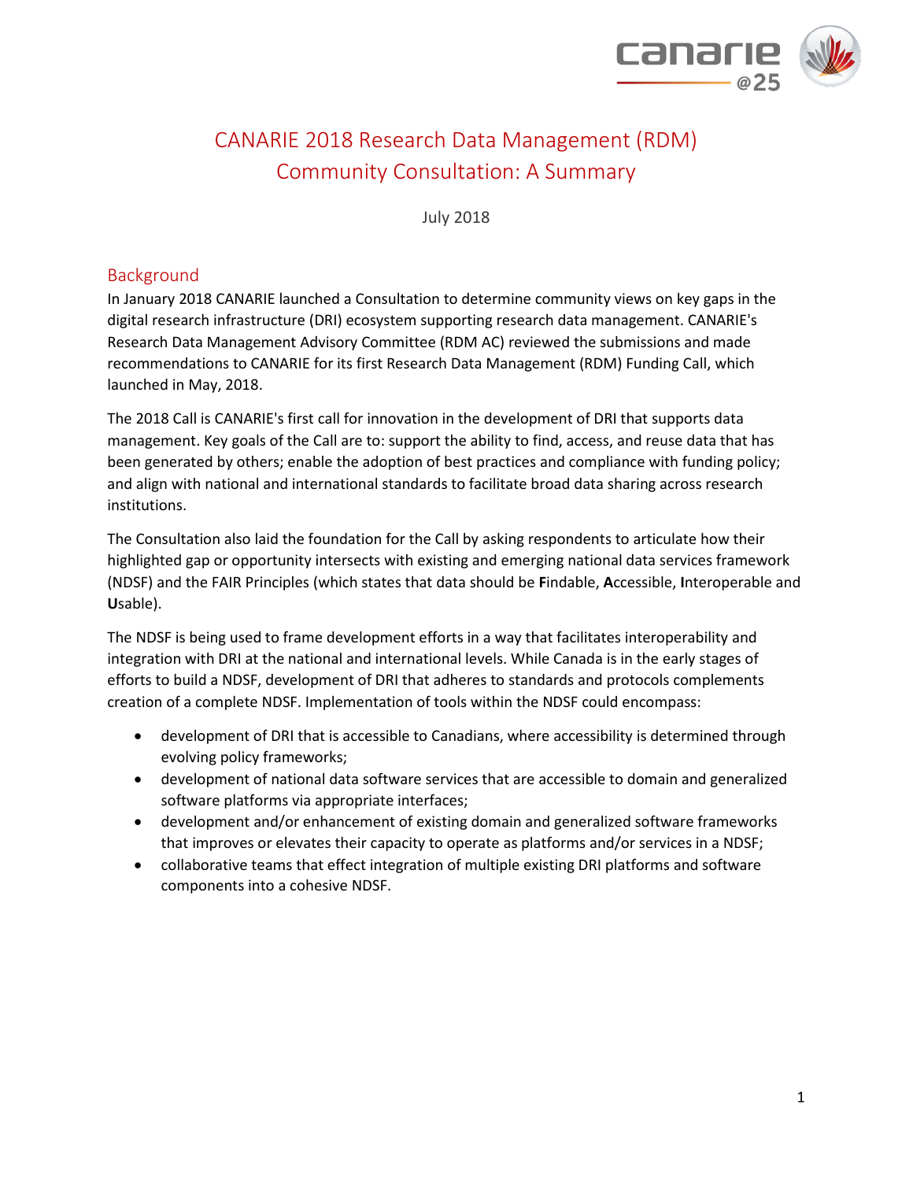# CANARIE 2018 Research Data Management (RDM) Community Consultation: A Summary

July 2018

## Background

In January 2018 CANARIE launched a Consultation to determine community views on key gaps in the digital research infrastructure (DRI) ecosystem supporting research data management. CANARIE's Research Data Management Advisory Committee (RDM AC) reviewed the submissions and made recommendations to CANARIE for its first Research Data Management (RDM) Funding Call, which launched in May, 2018.

The 2018 Call is CANARIE's first call for innovation in the development of DRI that supports data management. Key goals of the Call are to: support the ability to find, access, and reuse data that has been generated by others; enable the adoption of best practices and compliance with funding policy; and align with national and international standards to facilitate broad data sharing across research institutions.

The Consultation also laid the foundation for the Call by asking respondents to articulate how their highlighted gap or opportunity intersects with existing and emerging national data services framework (NDSF) and the FAIR Principles (which states that data should be **F**indable, **A**ccessible, **I**nteroperable and **U**sable).

The NDSF is being used to frame development efforts in a way that facilitates interoperability and integration with DRI at the national and international levels. While Canada is in the early stages of efforts to build a NDSF, development of DRI that adheres to standards and protocols complements creation of a complete NDSF. Implementation of tools within the NDSF could encompass:

- development of DRI that is accessible to Canadians, where accessibility is determined through evolving policy frameworks;
- development of national data software services that are accessible to domain and generalized software platforms via appropriate interfaces;
- development and/or enhancement of existing domain and generalized software frameworks that improves or elevates their capacity to operate as platforms and/or services in a NDSF;
- collaborative teams that effect integration of multiple existing DRI platforms and software components into a cohesive NDSF.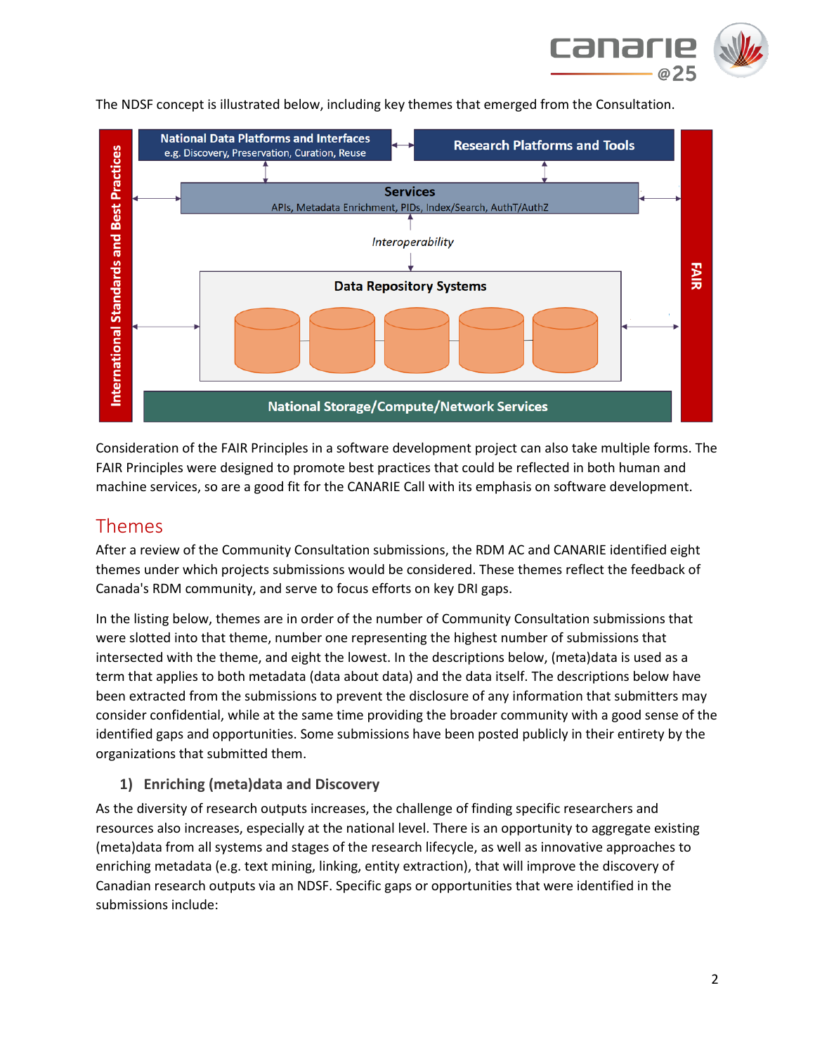The NDSF concept is illustrated below, including key themes that emerged from the Consultation.

Consideration of the FAIR Principles in a software development project can also take multiple forms. The FAIR Principles were designed to promote best practices that could be reflected in both human and machine services, so are a good fit for the CANARIE Call with its emphasis on software development.

## Themes

After a review of the Community Consultation submissions, the RDM AC and CANARIE identified eight themes under which projects submissions would be considered. These themes reflect the feedback of Canada's RDM community, and serve to focus efforts on key DRI gaps.

In the listing below, themes are in order of the number of Community Consultation submissions that were slotted into that theme, number one representing the highest number of submissions that intersected with the theme, and eight the lowest. In the descriptions below, (meta)data is used as a term that applies to both metadata (data about data) and the data itself. The descriptions below have been extracted from the submissions to prevent the disclosure of any information that submitters may consider confidential, while at the same time providing the broader community with a good sense of the identified gaps and opportunities. Some submissions have been posted publicly in their entirety by the organizations that submitted them.

### 1) Enriching (meta)data and Discovery

As the diversity of research outputs increases, the challenge of finding specific researchers and resources also increases, especially at the national level. There is an opportunity to aggregate existing (meta)data from all systems and stages of the research lifecycle, as well as innovative approaches to enriching metadata (e.g. text mining, linking, entity extraction), that will improve the discovery of Canadian research outputs via an NDSF. Specific gaps or opportunities that were identified in the submissions include: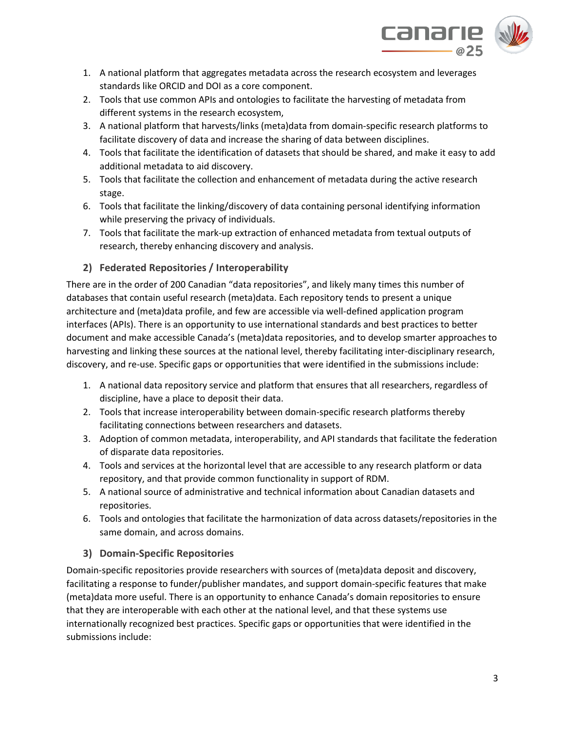1. A national platform that aggregates metadata across the research ecosystem and leverages standards like ORCID and DOI as a core component.
2. Tools that use common APIs and ontologies to facilitate the harvesting of metadata from different systems in the research ecosystem,
3. A national platform that harvests/links (meta)data from domain-specific research platforms to facilitate discovery of data and increase the sharing of data between disciplines.
4. Tools that facilitate the identification of datasets that should be shared, and make it easy to add additional metadata to aid discovery.
5. Tools that facilitate the collection and enhancement of metadata during the active research stage.
6. Tools that facilitate the linking/discovery of data containing personal identifying information while preserving the privacy of individuals.
7. Tools that facilitate the mark-up extraction of enhanced metadata from textual outputs of research, thereby enhancing discovery and analysis.

### 2) Federated Repositories / Interoperability

There are in the order of 200 Canadian "data repositories", and likely many times this number of databases that contain useful research (meta)data. Each repository tends to present a unique architecture and (meta)data profile, and few are accessible via well-defined application program interfaces (APIs). There is an opportunity to use international standards and best practices to better document and make accessible Canada's (meta)data repositories, and to develop smarter approaches to harvesting and linking these sources at the national level, thereby facilitating inter-disciplinary research, discovery, and re-use. Specific gaps or opportunities that were identified in the submissions include:

1. A national data repository service and platform that ensures that all researchers, regardless of discipline, have a place to deposit their data.
2. Tools that increase interoperability between domain-specific research platforms thereby facilitating connections between researchers and datasets.
3. Adoption of common metadata, interoperability, and API standards that facilitate the federation of disparate data repositories.
4. Tools and services at the horizontal level that are accessible to any research platform or data repository, and that provide common functionality in support of RDM.
5. A national source of administrative and technical information about Canadian datasets and repositories.
6. Tools and ontologies that facilitate the harmonization of data across datasets/repositories in the same domain, and across domains.

### 3) Domain-Specific Repositories

Domain-specific repositories provide researchers with sources of (meta)data deposit and discovery, facilitating a response to funder/publisher mandates, and support domain-specific features that make (meta)data more useful. There is an opportunity to enhance Canada's domain repositories to ensure that they are interoperable with each other at the national level, and that these systems use internationally recognized best practices. Specific gaps or opportunities that were identified in the submissions include: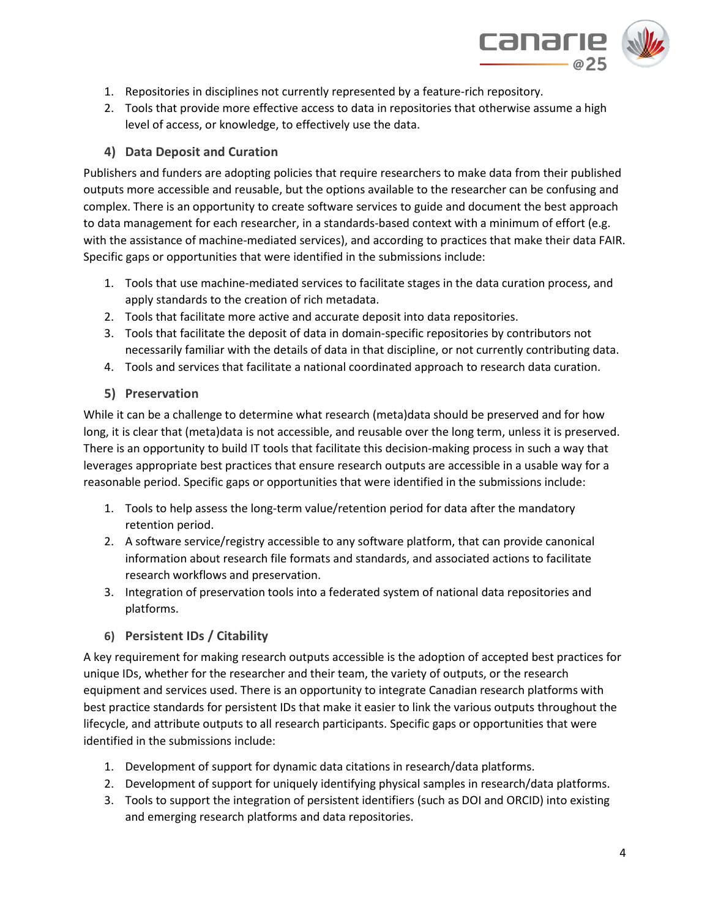1. Repositories in disciplines not currently represented by a feature-rich repository.
2. Tools that provide more effective access to data in repositories that otherwise assume a high level of access, or knowledge, to effectively use the data.

### 4) Data Deposit and Curation

Publishers and funders are adopting policies that require researchers to make data from their published outputs more accessible and reusable, but the options available to the researcher can be confusing and complex. There is an opportunity to create software services to guide and document the best approach to data management for each researcher, in a standards-based context with a minimum of effort (e.g. with the assistance of machine-mediated services), and according to practices that make their data FAIR. Specific gaps or opportunities that were identified in the submissions include:

1. Tools that use machine-mediated services to facilitate stages in the data curation process, and apply standards to the creation of rich metadata.
2. Tools that facilitate more active and accurate deposit into data repositories.
3. Tools that facilitate the deposit of data in domain-specific repositories by contributors not necessarily familiar with the details of data in that discipline, or not currently contributing data.
4. Tools and services that facilitate a national coordinated approach to research data curation.

### 5) Preservation

While it can be a challenge to determine what research (meta)data should be preserved and for how long, it is clear that (meta)data is not accessible, and reusable over the long term, unless it is preserved. There is an opportunity to build IT tools that facilitate this decision-making process in such a way that leverages appropriate best practices that ensure research outputs are accessible in a usable way for a reasonable period. Specific gaps or opportunities that were identified in the submissions include:

1. Tools to help assess the long-term value/retention period for data after the mandatory retention period.
2. A software service/registry accessible to any software platform, that can provide canonical information about research file formats and standards, and associated actions to facilitate research workflows and preservation.
3. Integration of preservation tools into a federated system of national data repositories and platforms.

### 6) Persistent IDs / Citability

A key requirement for making research outputs accessible is the adoption of accepted best practices for unique IDs, whether for the researcher and their team, the variety of outputs, or the research equipment and services used. There is an opportunity to integrate Canadian research platforms with best practice standards for persistent IDs that make it easier to link the various outputs throughout the lifecycle, and attribute outputs to all research participants. Specific gaps or opportunities that were identified in the submissions include:

1. Development of support for dynamic data citations in research/data platforms.
2. Development of support for uniquely identifying physical samples in research/data platforms.
3. Tools to support the integration of persistent identifiers (such as DOI and ORCID) into existing and emerging research platforms and data repositories.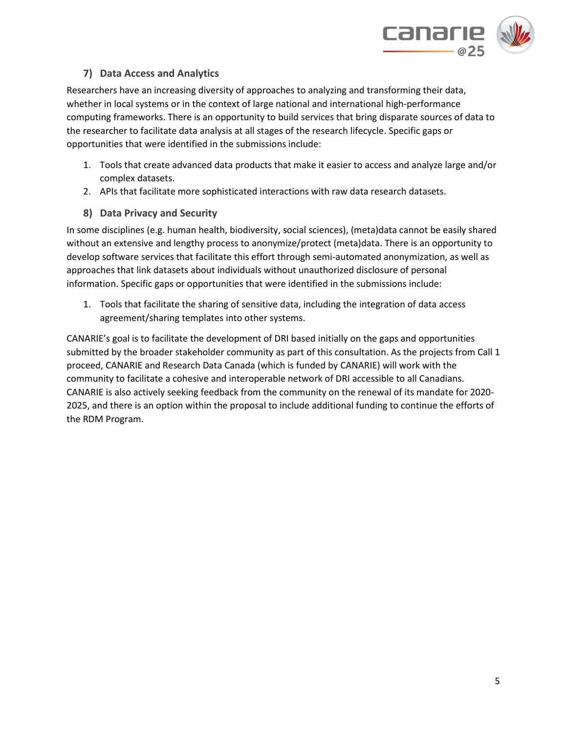### 7) Data Access and Analytics

Researchers have an increasing diversity of approaches to analyzing and transforming their data, whether in local systems or in the context of large national and international high-performance computing frameworks. There is an opportunity to build services that bring disparate sources of data to the researcher to facilitate data analysis at all stages of the research lifecycle. Specific gaps or opportunities that were identified in the submissions include:

1. Tools that create advanced data products that make it easier to access and analyze large and/or complex datasets.
2. APIs that facilitate more sophisticated interactions with raw data research datasets.

### 8) Data Privacy and Security

In some disciplines (e.g. human health, biodiversity, social sciences), (meta)data cannot be easily shared without an extensive and lengthy process to anonymize/protect (meta)data. There is an opportunity to develop software services that facilitate this effort through semi-automated anonymization, as well as approaches that link datasets about individuals without unauthorized disclosure of personal information. Specific gaps or opportunities that were identified in the submissions include:

1. Tools that facilitate the sharing of sensitive data, including the integration of data access agreement/sharing templates into other systems.

CANARIE's goal is to facilitate the development of DRI based initially on the gaps and opportunities submitted by the broader stakeholder community as part of this consultation. As the projects from Call 1 proceed, CANARIE and Research Data Canada (which is funded by CANARIE) will work with the community to facilitate a cohesive and interoperable network of DRI accessible to all Canadians. CANARIE is also actively seeking feedback from the community on the renewal of its mandate for 2020-2025, and there is an option within the proposal to include additional funding to continue the efforts of the RDM Program.